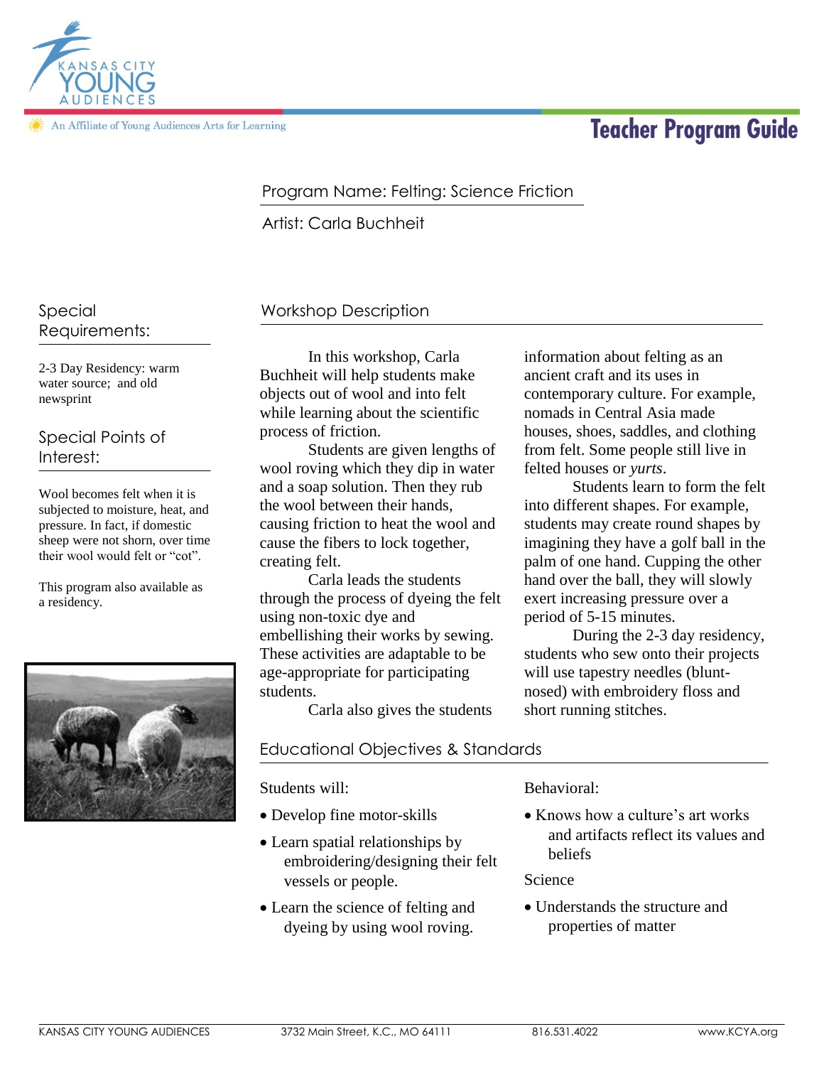# Teacher Program Guide

An Affiliate of Young Audiences Arts for Learning

Program Name: Felting: Science Friction

Artist: Carla Buchheit

## Special Requirements:

2-3 Day Residency: warm water source; and old newsprint

## Special Points of Interest:

Wool becomes felt when it is subjected to moisture, heat, and pressure. In fact, if domestic sheep were not shorn, over time their wool would felt or "cot".

This program also available as a residency.

## Workshop Description

In this workshop, Carla Buchheit will help students make objects out of wool and into felt while learning about the scientific process of friction.

Students are given lengths of wool roving which they dip in water and a soap solution. Then they rub the wool between their hands, causing friction to heat the wool and cause the fibers to lock together, creating felt.

Carla leads the students through the process of dyeing the felt using non-toxic dye and embellishing their works by sewing. These activities are adaptable to be age-appropriate for participating students.

Carla also gives the students information about felting as an ancient craft and its uses in contemporary culture. For example, nomads in Central Asia made houses, shoes, saddles, and clothing from felt. Some people still live in felted houses or *yurts*.

Students learn to form the felt into different shapes. For example, students may create round shapes by imagining they have a golf ball in the palm of one hand. Cupping the other hand over the ball, they will slowly exert increasing pressure over a period of 5-15 minutes.

During the 2-3 day residency, students who sew onto their projects will use tapestry needles (blunt-nosed) with embroidery floss and short running stitches.

## Educational Objectives & Standards

Students will:

- Develop fine motor-skills
- Learn spatial relationships by embroidering/designing their felt vessels or people.
- Learn the science of felting and dyeing by using wool roving.

Behavioral:

- Knows how a culture's art works and artifacts reflect its values and beliefs

Science

- Understands the structure and properties of matter

KANSAS CITY YOUNG AUDIENCES | 3732 Main Street, K.C., MO 64111 | 816.531.4022 | www.KCYA.org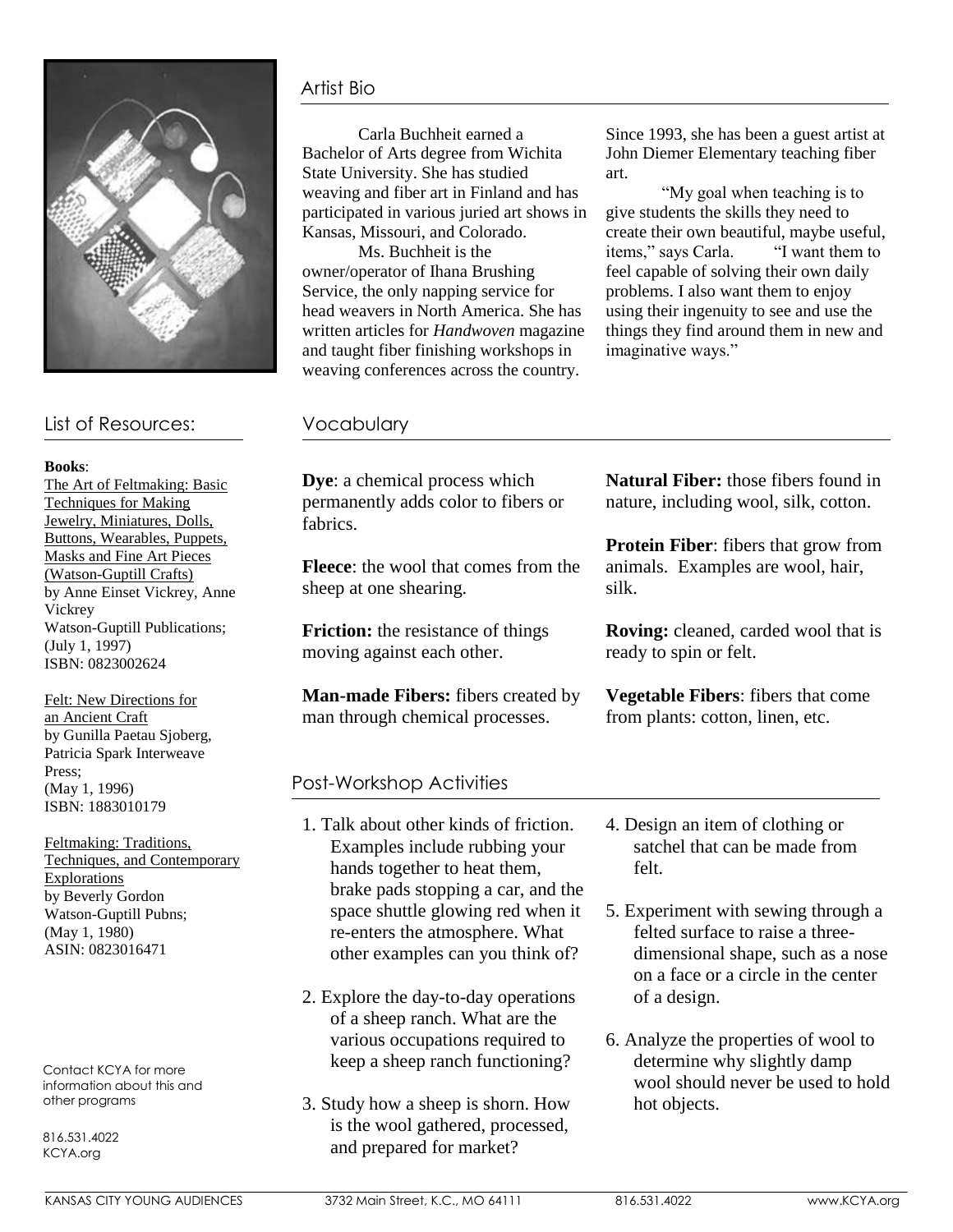## Artist Bio

Carla Buchheit earned a Bachelor of Arts degree from Wichita State University. She has studied weaving and fiber art in Finland and has participated in various juried art shows in Kansas, Missouri, and Colorado.

Ms. Buchheit is the owner/operator of Ihana Brushing Service, the only napping service for head weavers in North America. She has written articles for *Handwoven* magazine and taught fiber finishing workshops in weaving conferences across the country. Since 1993, she has been a guest artist at John Diemer Elementary teaching fiber art.

"My goal when teaching is to give students the skills they need to create their own beautiful, maybe useful, items," says Carla. "I want them to feel capable of solving their own daily problems. I also want them to enjoy using their ingenuity to see and use the things they find around them in new and imaginative ways."

## List of Resources:

**Books**:

The Art of Feltmaking: Basic Techniques for Making Jewelry, Miniatures, Dolls, Buttons, Wearables, Puppets, Masks and Fine Art Pieces (Watson-Guptill Crafts)
by Anne Einset Vickrey, Anne Vickrey
Watson-Guptill Publications; (July 1, 1997)
ISBN: 0823002624

Felt: New Directions for an Ancient Craft
by Gunilla Paetau Sjoberg, Patricia Spark Interweave Press;
(May 1, 1996)
ISBN: 1883010179

Feltmaking: Traditions, Techniques, and Contemporary Explorations
by Beverly Gordon
Watson-Guptill Pubns;
(May 1, 1980)
ASIN: 0823016471

Contact KCYA for more information about this and other programs

816.531.4022
KCYA.org

## Vocabulary

**Dye**: a chemical process which permanently adds color to fibers or fabrics.

**Fleece**: the wool that comes from the sheep at one shearing.

**Friction:** the resistance of things moving against each other.

**Man-made Fibers:** fibers created by man through chemical processes.

**Natural Fiber:** those fibers found in nature, including wool, silk, cotton.

**Protein Fiber**: fibers that grow from animals. Examples are wool, hair, silk.

**Roving:** cleaned, carded wool that is ready to spin or felt.

**Vegetable Fibers**: fibers that come from plants: cotton, linen, etc.

## Post-Workshop Activities

1. Talk about other kinds of friction. Examples include rubbing your hands together to heat them, brake pads stopping a car, and the space shuttle glowing red when it re-enters the atmosphere. What other examples can you think of?
2. Explore the day-to-day operations of a sheep ranch. What are the various occupations required to keep a sheep ranch functioning?
3. Study how a sheep is shorn. How is the wool gathered, processed, and prepared for market?
4. Design an item of clothing or satchel that can be made from felt.
5. Experiment with sewing through a felted surface to raise a three-dimensional shape, such as a nose on a face or a circle in the center of a design.
6. Analyze the properties of wool to determine why slightly damp wool should never be used to hold hot objects.